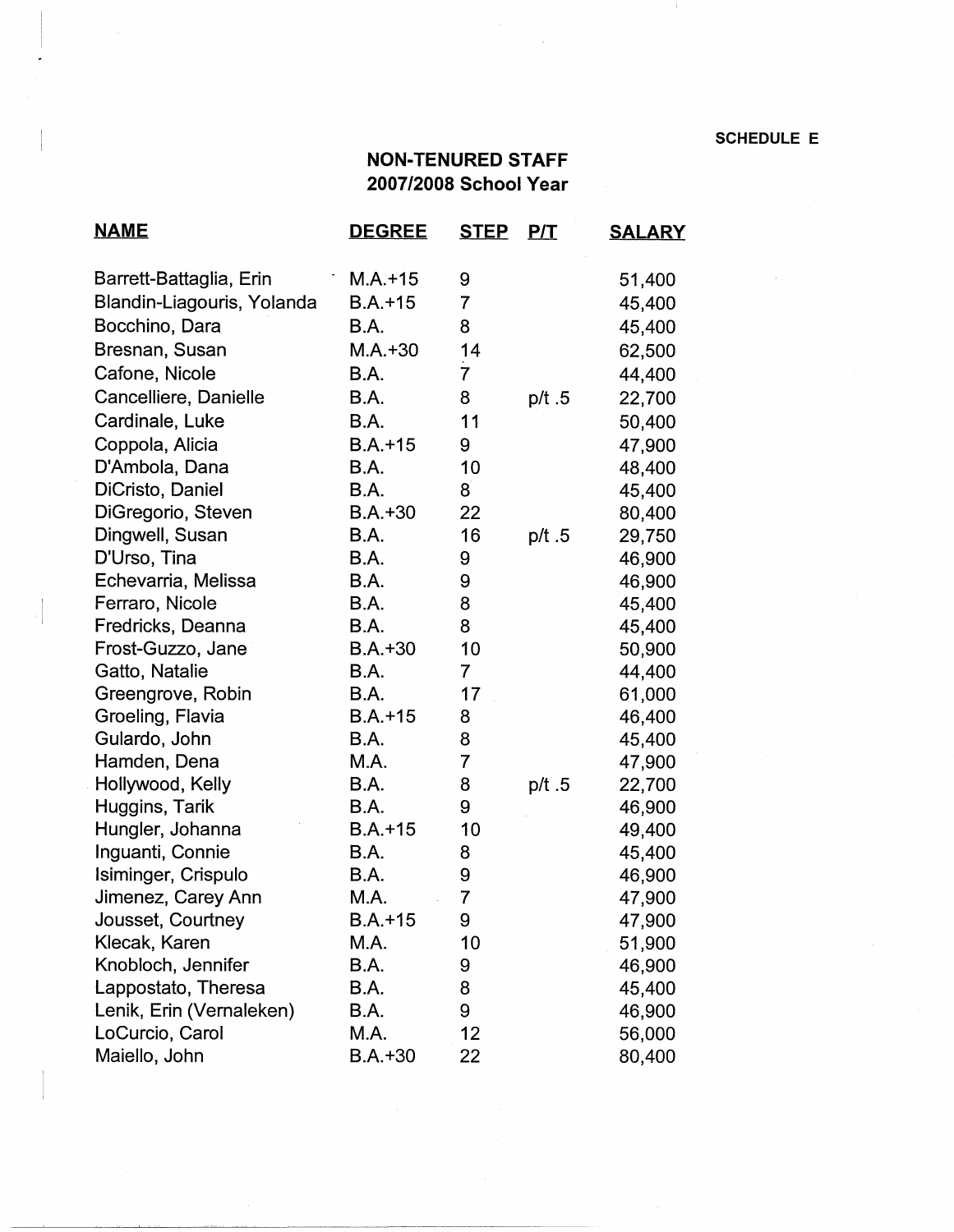SCHEDULE E

## NON-TENURED STAFF
## 2007/2008 School Year

| NAME | DEGREE | STEP | P/T | SALARY |
|---|---|---|---|---|
| Barrett-Battaglia, Erin | M.A.+15 | 9 | | 51,400 |
| Blandin-Liagouris, Yolanda | B.A.+15 | 7 | | 45,400 |
| Bocchino, Dara | B.A. | 8 | | 45,400 |
| Bresnan, Susan | M.A.+30 | 14 | | 62,500 |
| Cafone, Nicole | B.A. | 7 | | 44,400 |
| Cancelliere, Danielle | B.A. | 8 | p/t .5 | 22,700 |
| Cardinale, Luke | B.A. | 11 | | 50,400 |
| Coppola, Alicia | B.A.+15 | 9 | | 47,900 |
| D'Ambola, Dana | B.A. | 10 | | 48,400 |
| DiCristo, Daniel | B.A. | 8 | | 45,400 |
| DiGregorio, Steven | B.A.+30 | 22 | | 80,400 |
| Dingwell, Susan | B.A. | 16 | p/t .5 | 29,750 |
| D'Urso, Tina | B.A. | 9 | | 46,900 |
| Echevarria, Melissa | B.A. | 9 | | 46,900 |
| Ferraro, Nicole | B.A. | 8 | | 45,400 |
| Fredricks, Deanna | B.A. | 8 | | 45,400 |
| Frost-Guzzo, Jane | B.A.+30 | 10 | | 50,900 |
| Gatto, Natalie | B.A. | 7 | | 44,400 |
| Greengrove, Robin | B.A. | 17 | | 61,000 |
| Groeling, Flavia | B.A.+15 | 8 | | 46,400 |
| Gulardo, John | B.A. | 8 | | 45,400 |
| Hamden, Dena | M.A. | 7 | | 47,900 |
| Hollywood, Kelly | B.A. | 8 | p/t .5 | 22,700 |
| Huggins, Tarik | B.A. | 9 | | 46,900 |
| Hungler, Johanna | B.A.+15 | 10 | | 49,400 |
| Inguanti, Connie | B.A. | 8 | | 45,400 |
| Isiminger, Crispulo | B.A. | 9 | | 46,900 |
| Jimenez, Carey Ann | M.A. | 7 | | 47,900 |
| Jousset, Courtney | B.A.+15 | 9 | | 47,900 |
| Klecak, Karen | M.A. | 10 | | 51,900 |
| Knobloch, Jennifer | B.A. | 9 | | 46,900 |
| Lappostato, Theresa | B.A. | 8 | | 45,400 |
| Lenik, Erin (Vernaleken) | B.A. | 9 | | 46,900 |
| LoCurcio, Carol | M.A. | 12 | | 56,000 |
| Maiello, John | B.A.+30 | 22 | | 80,400 |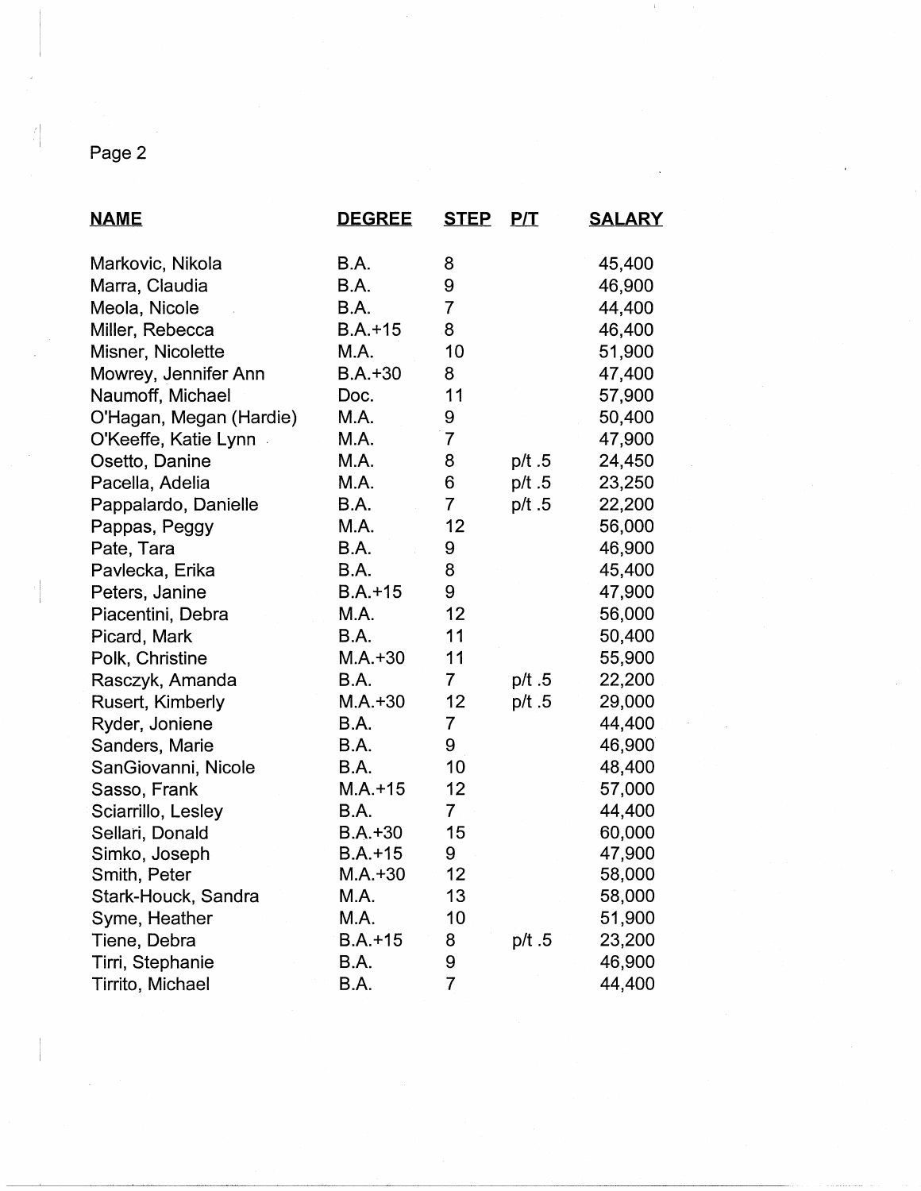| NAME | DEGREE | STEP | P/T | SALARY |
|---|---|---|---|---|
| Markovic, Nikola | B.A. | 8 | | 45,400 |
| Marra, Claudia | B.A. | 9 | | 46,900 |
| Meola, Nicole | B.A. | 7 | | 44,400 |
| Miller, Rebecca | B.A.+15 | 8 | | 46,400 |
| Misner, Nicolette | M.A. | 10 | | 51,900 |
| Mowrey, Jennifer Ann | B.A.+30 | 8 | | 47,400 |
| Naumoff, Michael | Doc. | 11 | | 57,900 |
| O'Hagan, Megan (Hardie) | M.A. | 9 | | 50,400 |
| O'Keeffe, Katie Lynn | M.A. | 7 | | 47,900 |
| Osetto, Danine | M.A. | 8 | p/t .5 | 24,450 |
| Pacella, Adelia | M.A. | 6 | p/t .5 | 23,250 |
| Pappalardo, Danielle | B.A. | 7 | p/t .5 | 22,200 |
| Pappas, Peggy | M.A. | 12 | | 56,000 |
| Pate, Tara | B.A. | 9 | | 46,900 |
| Pavlecka, Erika | B.A. | 8 | | 45,400 |
| Peters, Janine | B.A.+15 | 9 | | 47,900 |
| Piacentini, Debra | M.A. | 12 | | 56,000 |
| Picard, Mark | B.A. | 11 | | 50,400 |
| Polk, Christine | M.A.+30 | 11 | | 55,900 |
| Rasczyk, Amanda | B.A. | 7 | p/t .5 | 22,200 |
| Rusert, Kimberly | M.A.+30 | 12 | p/t .5 | 29,000 |
| Ryder, Joniene | B.A. | 7 | | 44,400 |
| Sanders, Marie | B.A. | 9 | | 46,900 |
| SanGiovanni, Nicole | B.A. | 10 | | 48,400 |
| Sasso, Frank | M.A.+15 | 12 | | 57,000 |
| Sciarrillo, Lesley | B.A. | 7 | | 44,400 |
| Sellari, Donald | B.A.+30 | 15 | | 60,000 |
| Simko, Joseph | B.A.+15 | 9 | | 47,900 |
| Smith, Peter | M.A.+30 | 12 | | 58,000 |
| Stark-Houck, Sandra | M.A. | 13 | | 58,000 |
| Syme, Heather | M.A. | 10 | | 51,900 |
| Tiene, Debra | B.A.+15 | 8 | p/t .5 | 23,200 |
| Tirri, Stephanie | B.A. | 9 | | 46,900 |
| Tirrito, Michael | B.A. | 7 | | 44,400 |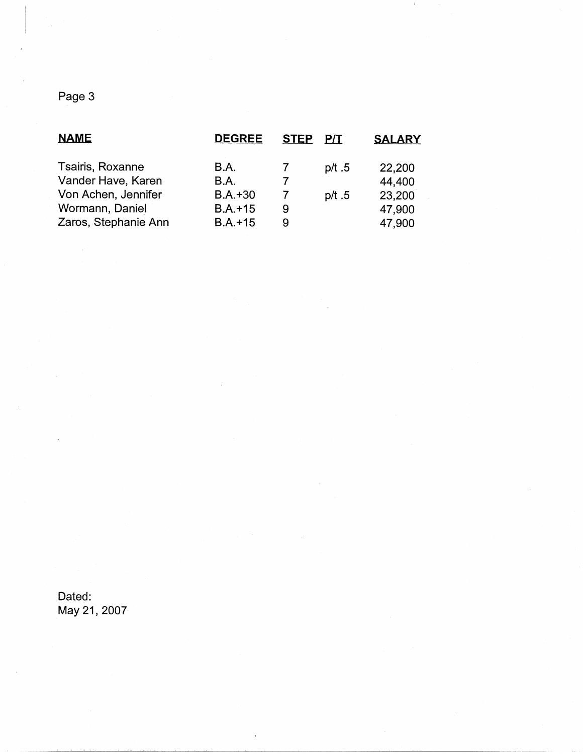| NAME | DEGREE | STEP | P/T | SALARY |
|---|---|---|---|---|
| Tsairis, Roxanne | B.A. | 7 | p/t .5 | 22,200 |
| Vander Have, Karen | B.A. | 7 | | 44,400 |
| Von Achen, Jennifer | B.A.+30 | 7 | p/t .5 | 23,200 |
| Wormann, Daniel | B.A.+15 | 9 | | 47,900 |
| Zaros, Stephanie Ann | B.A.+15 | 9 | | 47,900 |

Dated:
May 21, 2007